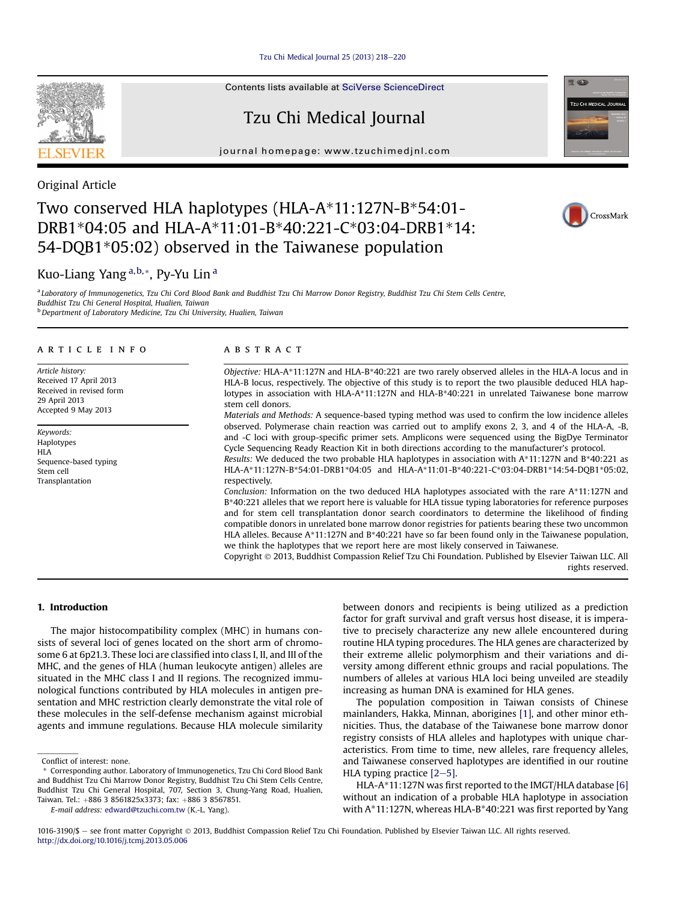Contents lists available at SciVerse ScienceDirect

Tzu Chi Medical Journal

journal homepage: www.tzuchimedjnl.com

Original Article

# Two conserved HLA haplotypes (HLA-A*11:127N-B*54:01-DRB1*04:05 and HLA-A*11:01-B*40:221-C*03:04-DRB1*14:54-DQB1*05:02) observed in the Taiwanese population

Kuo-Liang Yang [a,b,*], Py-Yu Lin [a]

[a] Laboratory of Immunogenetics, Tzu Chi Cord Blood Bank and Buddhist Tzu Chi Marrow Donor Registry, Buddhist Tzu Chi Stem Cells Centre, Buddhist Tzu Chi General Hospital, Hualien, Taiwan

[b] Department of Laboratory Medicine, Tzu Chi University, Hualien, Taiwan

## ARTICLE INFO

*Article history:*
Received 17 April 2013
Received in revised form 29 April 2013
Accepted 9 May 2013

*Keywords:*
Haplotypes
HLA
Sequence-based typing
Stem cell
Transplantation

## ABSTRACT

*Objective:* HLA-A*11:127N and HLA-B*40:221 are two rarely observed alleles in the HLA-A locus and in HLA-B locus, respectively. The objective of this study is to report the two plausible deduced HLA haplotypes in association with HLA-A*11:127N and HLA-B*40:221 in unrelated Taiwanese bone marrow stem cell donors.

*Materials and Methods:* A sequence-based typing method was used to confirm the low incidence alleles observed. Polymerase chain reaction was carried out to amplify exons 2, 3, and 4 of the HLA-A, -B, and -C loci with group-specific primer sets. Amplicons were sequenced using the BigDye Terminator Cycle Sequencing Ready Reaction Kit in both directions according to the manufacturer's protocol.

*Results:* We deduced the two probable HLA haplotypes in association with A*11:127N and B*40:221 as HLA-A*11:127N-B*54:01-DRB1*04:05 and HLA-A*11:01-B*40:221-C*03:04-DRB1*14:54-DQB1*05:02, respectively.

*Conclusion:* Information on the two deduced HLA haplotypes associated with the rare A*11:127N and B*40:221 alleles that we report here is valuable for HLA tissue typing laboratories for reference purposes and for stem cell transplantation donor search coordinators to determine the likelihood of finding compatible donors in unrelated bone marrow donor registries for patients bearing these two uncommon HLA alleles. Because A*11:127N and B*40:221 have so far been found only in the Taiwanese population, we think the haplotypes that we report here are most likely conserved in Taiwanese.

Copyright © 2013, Buddhist Compassion Relief Tzu Chi Foundation. Published by Elsevier Taiwan LLC. All rights reserved.

## 1. Introduction

The major histocompatibility complex (MHC) in humans consists of several loci of genes located on the short arm of chromosome 6 at 6p21.3. These loci are classified into class I, II, and III of the MHC, and the genes of HLA (human leukocyte antigen) alleles are situated in the MHC class I and II regions. The recognized immunological functions contributed by HLA molecules in antigen presentation and MHC restriction clearly demonstrate the vital role of these molecules in the self-defense mechanism against microbial agents and immune regulations. Because HLA molecule similarity between donors and recipients is being utilized as a prediction factor for graft survival and graft versus host disease, it is imperative to precisely characterize any new allele encountered during routine HLA typing procedures. The HLA genes are characterized by their extreme allelic polymorphism and their variations and diversity among different ethnic groups and racial populations. The numbers of alleles at various HLA loci being unveiled are steadily increasing as human DNA is examined for HLA genes.

The population composition in Taiwan consists of Chinese mainlanders, Hakka, Minnan, aborigines [1], and other minor ethnicities. Thus, the database of the Taiwanese bone marrow donor registry consists of HLA alleles and haplotypes with unique characteristics. From time to time, new alleles, rare frequency alleles, and Taiwanese conserved haplotypes are identified in our routine HLA typing practice [2–5].

HLA-A*11:127N was first reported to the IMGT/HLA database [6] without an indication of a probable HLA haplotype in association with A*11:127N, whereas HLA-B*40:221 was first reported by Yang

Conflict of interest: none.

* Corresponding author. Laboratory of Immunogenetics, Tzu Chi Cord Blood Bank and Buddhist Tzu Chi Marrow Donor Registry, Buddhist Tzu Chi Stem Cells Centre, Buddhist Tzu Chi General Hospital, 707, Section 3, Chung-Yang Road, Hualien, Taiwan. Tel.: +886 3 8561825x3373; fax: +886 3 8567851.
E-mail address: edward@tzuchi.com.tw (K.-L. Yang).

1016-3190/$ – see front matter Copyright © 2013, Buddhist Compassion Relief Tzu Chi Foundation. Published by Elsevier Taiwan LLC. All rights reserved.
http://dx.doi.org/10.1016/j.tcmj.2013.05.006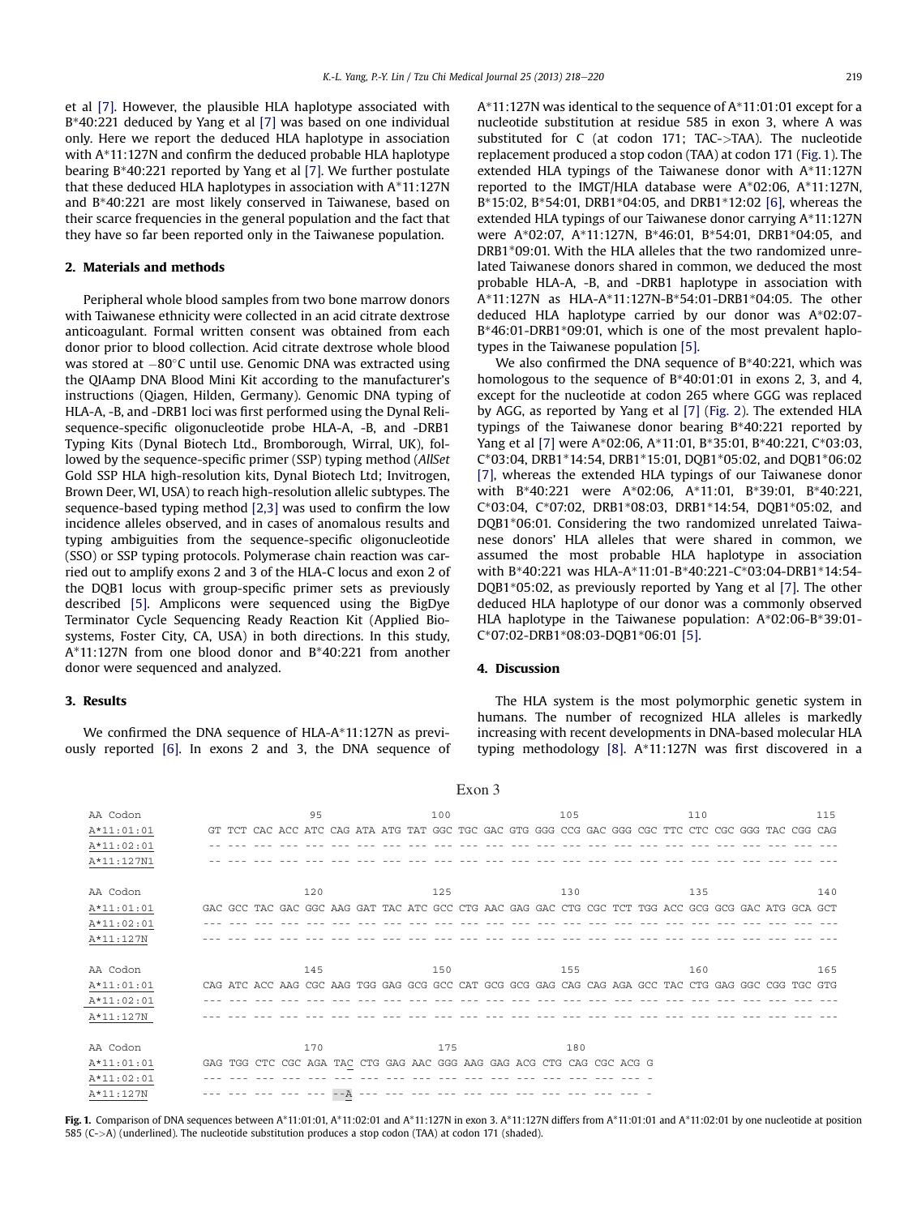et al [7]. However, the plausible HLA haplotype associated with B*40:221 deduced by Yang et al [7] was based on one individual only. Here we report the deduced HLA haplotype in association with A*11:127N and confirm the deduced probable HLA haplotype bearing B*40:221 reported by Yang et al [7]. We further postulate that these deduced HLA haplotypes in association with A*11:127N and B*40:221 are most likely conserved in Taiwanese, based on their scarce frequencies in the general population and the fact that they have so far been reported only in the Taiwanese population.

## 2. Materials and methods

Peripheral whole blood samples from two bone marrow donors with Taiwanese ethnicity were collected in an acid citrate dextrose anticoagulant. Formal written consent was obtained from each donor prior to blood collection. Acid citrate dextrose whole blood was stored at −80°C until use. Genomic DNA was extracted using the QIAmp DNA Blood Mini Kit according to the manufacturer's instructions (Qiagen, Hilden, Germany). Genomic DNA typing of HLA-A, -B, and -DRB1 loci was first performed using the Dynal Reli-sequence-specific oligonucleotide probe HLA-A, -B, and -DRB1 Typing Kits (Dynal Biotech Ltd., Bromborough, Wirral, UK), followed by the sequence-specific primer (SSP) typing method (*AllSet* Gold SSP HLA high-resolution kits, Dynal Biotech Ltd; Invitrogen, Brown Deer, WI, USA) to reach high-resolution allelic subtypes. The sequence-based typing method [2,3] was used to confirm the low incidence alleles observed, and in cases of anomalous results and typing ambiguities from the sequence-specific oligonucleotide (SSO) or SSP typing protocols. Polymerase chain reaction was carried out to amplify exons 2 and 3 of the HLA-C locus and exon 2 of the DQB1 locus with group-specific primer sets as previously described [5]. Amplicons were sequenced using the BigDye Terminator Cycle Sequencing Ready Reaction Kit (Applied Biosystems, Foster City, CA, USA) in both directions. In this study, A*11:127N from one blood donor and B*40:221 from another donor were sequenced and analyzed.

## 3. Results

We confirmed the DNA sequence of HLA-A*11:127N as previously reported [6]. In exons 2 and 3, the DNA sequence of A*11:127N was identical to the sequence of A*11:01:01 except for a nucleotide substitution at residue 585 in exon 3, where A was substituted for C (at codon 171; TAC->TAA). The nucleotide replacement produced a stop codon (TAA) at codon 171 (Fig. 1). The extended HLA typings of the Taiwanese donor with A*11:127N reported to the IMGT/HLA database were A*02:06, A*11:127N, B*15:02, B*54:01, DRB1*04:05, and DRB1*12:02 [6], whereas the extended HLA typings of our Taiwanese donor carrying A*11:127N were A*02:07, A*11:127N, B*46:01, B*54:01, DRB1*04:05, and DRB1*09:01. With the HLA alleles that the two randomized unrelated Taiwanese donors shared in common, we deduced the most probable HLA-A, -B, and -DRB1 haplotype in association with A*11:127N as HLA-A*11:127N-B*54:01-DRB1*04:05. The other deduced HLA haplotype carried by our donor was A*02:07-B*46:01-DRB1*09:01, which is one of the most prevalent haplotypes in the Taiwanese population [5].

We also confirmed the DNA sequence of B*40:221, which was homologous to the sequence of B*40:01:01 in exons 2, 3, and 4, except for the nucleotide at codon 265 where GGG was replaced by AGG, as reported by Yang et al [7] (Fig. 2). The extended HLA typings of the Taiwanese donor bearing B*40:221 reported by Yang et al [7] were A*02:06, A*11:01, B*35:01, B*40:221, C*03:03, C*03:04, DRB1*14:54, DRB1*15:01, DQB1*05:02, and DQB1*06:02 [7], whereas the extended HLA typings of our Taiwanese donor with B*40:221 were A*02:06, A*11:01, B*39:01, B*40:221, C*03:04, C*07:02, DRB1*08:03, DRB1*14:54, DQB1*05:02, and DQB1*06:01. Considering the two randomized unrelated Taiwanese donors' HLA alleles that were shared in common, we assumed the most probable HLA haplotype in association with B*40:221 was HLA-A*11:01-B*40:221-C*03:04-DRB1*14:54-DQB1*05:02, as previously reported by Yang et al [7]. The other deduced HLA haplotype of our donor was a commonly observed HLA haplotype in the Taiwanese population: A*02:06-B*39:01-C*07:02-DRB1*08:03-DQB1*06:01 [5].

## 4. Discussion

The HLA system is the most polymorphic genetic system in humans. The number of recognized HLA alleles is markedly increasing with recent developments in DNA-based molecular HLA typing methodology [8]. A*11:127N was first discovered in a

Exon 3

```
AA Codon                   95                  100                 105                 110                 115
A*11:01:01   GT TCT CAC ACC ATC CAG ATA ATG TAT GGC TGC GAC GTG GGG CCG GAC GGG CGC TTC CTC CGC GGG TAC CGG CAG
A*11:02:01   -- --- --- --- --- --- --- --- --- --- --- --- --- --- --- --- --- --- --- --- --- --- --- --- ---
A*11:127N1   -- --- --- --- --- --- --- --- --- --- --- --- --- --- --- --- --- --- --- --- --- --- --- --- ---

AA Codon                   120                 125                 130                 135                 140
A*11:01:01   GAC GCC TAC GAC GGC AAG GAT TAC ATC GCC CTG AAC GAG GAC CTG CGC TCT TGG ACC GCG GCG GAC ATG GCA GCT
A*11:02:01   --- --- --- --- --- --- --- --- --- --- --- --- --- --- --- --- --- --- --- --- --- --- --- --- ---
A*11:127N    --- --- --- --- --- --- --- --- --- --- --- --- --- --- --- --- --- --- --- --- --- --- --- --- ---

AA Codon                   145                 150                 155                 160                 165
A*11:01:01   CAG ATC ACC AAG CGC AAG TGG GAG GCG GCC CAT GCG GCG GAG CAG CAG AGA GCC TAC CTG GAG GGC CGG TGC GTG
A*11:02:01   --- --- --- --- --- --- --- --- --- --- --- --- --- --- --- --- --- --- --- --- --- --- --- --- ---
A*11:127N    --- --- --- --- --- --- --- --- --- --- --- --- --- --- --- --- --- --- --- --- --- --- --- --- ---

AA Codon                   170                 175                 180
A*11:01:01   GAG TGG CTC CGC AGA TAC CTG GAG AAC GGG AAG GAG ACG CTG CAG CGC ACG G
A*11:02:01   --- --- --- --- --- --- --- --- --- --- --- --- --- --- --- --- --- -
A*11:127N    --- --- --- --- --- --A --- --- --- --- --- --- --- --- --- --- --- -
```

**Fig. 1.** Comparison of DNA sequences between A*11:01:01, A*11:02:01 and A*11:127N in exon 3. A*11:127N differs from A*11:01:01 and A*11:02:01 by one nucleotide at position 585 (C->A) (underlined). The nucleotide substitution produces a stop codon (TAA) at codon 171 (shaded).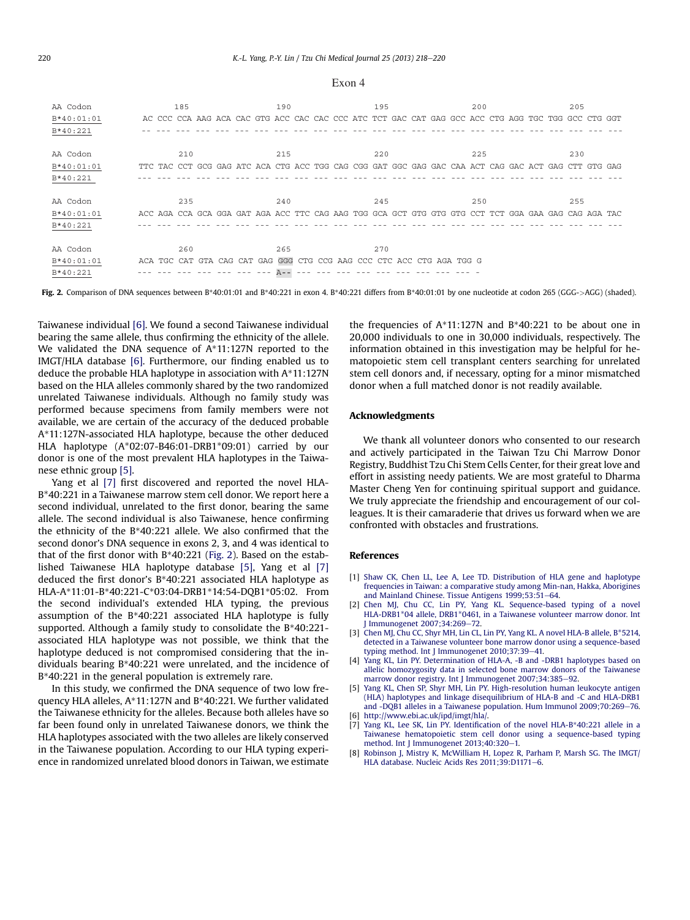Exon 4

```
AA Codon           185                 190                 195                 200                 205
B*40:01:01      AC CCC CCA AAG ACA CAC GTG ACC CAC CAC CCC ATC TCT GAC CAT GAG GCC ACC CTG AGG TGC TGG GCC CTG GGT
B*40:221        -- --- --- --- --- --- --- --- --- --- --- --- --- --- --- --- --- --- --- --- --- --- --- --- ---

AA Codon            210                 215                 220                 225                 230
B*40:01:01      TTC TAC CCT GCG GAG ATC ACA CTG ACC TGG CAG CGG GAT GGC GAG GAC CAA ACT CAG GAC ACT GAG CTT GTG GAG
B*40:221        --- --- --- --- --- --- --- --- --- --- --- --- --- --- --- --- --- --- --- --- --- --- --- --- ---

AA Codon            235                 240                 245                 250                 255
B*40:01:01      ACC AGA CCA GCA GGA GAT AGA ACC TTC CAG AAG TGG GCA GCT GTG GTG GTG CCT TCT GGA GAA GAG CAG AGA TAC
B*40:221        --- --- --- --- --- --- --- --- --- --- --- --- --- --- --- --- --- --- --- --- --- --- --- --- ---

AA Codon            260                 265                 270
B*40:01:01      ACA TGC CAT GTA CAG CAT GAG GGG CTG CCG AAG CCC CTC ACC CTG AGA TGG G
B*40:221        --- --- --- --- --- --- --- A-- --- --- --- --- --- --- --- --- --- -
```

**Fig. 2.** Comparison of DNA sequences between B*40:01:01 and B*40:221 in exon 4. B*40:221 differs from B*40:01:01 by one nucleotide at codon 265 (GGG->AGG) (shaded).

Taiwanese individual [6]. We found a second Taiwanese individual bearing the same allele, thus confirming the ethnicity of the allele. We validated the DNA sequence of A*11:127N reported to the IMGT/HLA database [6]. Furthermore, our finding enabled us to deduce the probable HLA haplotype in association with A*11:127N based on the HLA alleles commonly shared by the two randomized unrelated Taiwanese individuals. Although no family study was performed because specimens from family members were not available, we are certain of the accuracy of the deduced probable A*11:127N-associated HLA haplotype, because the other deduced HLA haplotype (A*02:07-B46:01-DRB1*09:01) carried by our donor is one of the most prevalent HLA haplotypes in the Taiwanese ethnic group [5].

Yang et al [7] first discovered and reported the novel HLA-B*40:221 in a Taiwanese marrow stem cell donor. We report here a second individual, unrelated to the first donor, bearing the same allele. The second individual is also Taiwanese, hence confirming the ethnicity of the B*40:221 allele. We also confirmed that the second donor's DNA sequence in exons 2, 3, and 4 was identical to that of the first donor with B*40:221 (Fig. 2). Based on the established Taiwanese HLA haplotype database [5], Yang et al [7] deduced the first donor's B*40:221 associated HLA haplotype as HLA-A*11:01-B*40:221-C*03:04-DRB1*14:54-DQB1*05:02. From the second individual's extended HLA typing, the previous assumption of the B*40:221 associated HLA haplotype is fully supported. Although a family study to consolidate the B*40:221-associated HLA haplotype was not possible, we think that the haplotype deduced is not compromised considering that the individuals bearing B*40:221 were unrelated, and the incidence of B*40:221 in the general population is extremely rare.

In this study, we confirmed the DNA sequence of two low frequency HLA alleles, A*11:127N and B*40:221. We further validated the Taiwanese ethnicity for the alleles. Because both alleles have so far been found only in unrelated Taiwanese donors, we think the HLA haplotypes associated with the two alleles are likely conserved in the Taiwanese population. According to our HLA typing experience in randomized unrelated blood donors in Taiwan, we estimate the frequencies of A*11:127N and B*40:221 to be about one in 20,000 individuals to one in 30,000 individuals, respectively. The information obtained in this investigation may be helpful for hematopoietic stem cell transplant centers searching for unrelated stem cell donors and, if necessary, opting for a minor mismatched donor when a full matched donor is not readily available.

## Acknowledgments

We thank all volunteer donors who consented to our research and actively participated in the Taiwan Tzu Chi Marrow Donor Registry, Buddhist Tzu Chi Stem Cells Center, for their great love and effort in assisting needy patients. We are most grateful to Dharma Master Cheng Yen for continuing spiritual support and guidance. We truly appreciate the friendship and encouragement of our colleagues. It is their camaraderie that drives us forward when we are confronted with obstacles and frustrations.

## References

[1] Shaw CK, Chen LL, Lee A, Lee TD. Distribution of HLA gene and haplotype frequencies in Taiwan: a comparative study among Min-nan, Hakka, Aborigines and Mainland Chinese. Tissue Antigens 1999;53:51–64.

[2] Chen MJ, Chu CC, Lin PY, Yang KL. Sequence-based typing of a novel HLA-DRB1*04 allele, DRB1*0461, in a Taiwanese volunteer marrow donor. Int J Immunogenet 2007;34:269–72.

[3] Chen MJ, Chu CC, Shyr MH, Lin CL, Lin PY, Yang KL. A novel HLA-B allele, B*5214, detected in a Taiwanese volunteer bone marrow donor using a sequence-based typing method. Int J Immunogenet 2010;37:39–41.

[4] Yang KL, Lin PY. Determination of HLA-A, -B and -DRB1 haplotypes based on allelic homozygosity data in selected bone marrow donors of the Taiwanese marrow donor registry. Int J Immunogenet 2007;34:385–92.

[5] Yang KL, Chen SP, Shyr MH, Lin PY. High-resolution human leukocyte antigen (HLA) haplotypes and linkage disequilibrium of HLA-B and -C and HLA-DRB1 and -DQB1 alleles in a Taiwanese population. Hum Immunol 2009;70:269–76.

[6] http://www.ebi.ac.uk/ipd/imgt/hla/.

[7] Yang KL, Lee SK, Lin PY. Identification of the novel HLA-B*40:221 allele in a Taiwanese hematopoietic stem cell donor using a sequence-based typing method. Int J Immunogenet 2013;40:320–1.

[8] Robinson J, Mistry K, McWilliam H, Lopez R, Parham P, Marsh SG. The IMGT/HLA database. Nucleic Acids Res 2011;39:D1171–6.